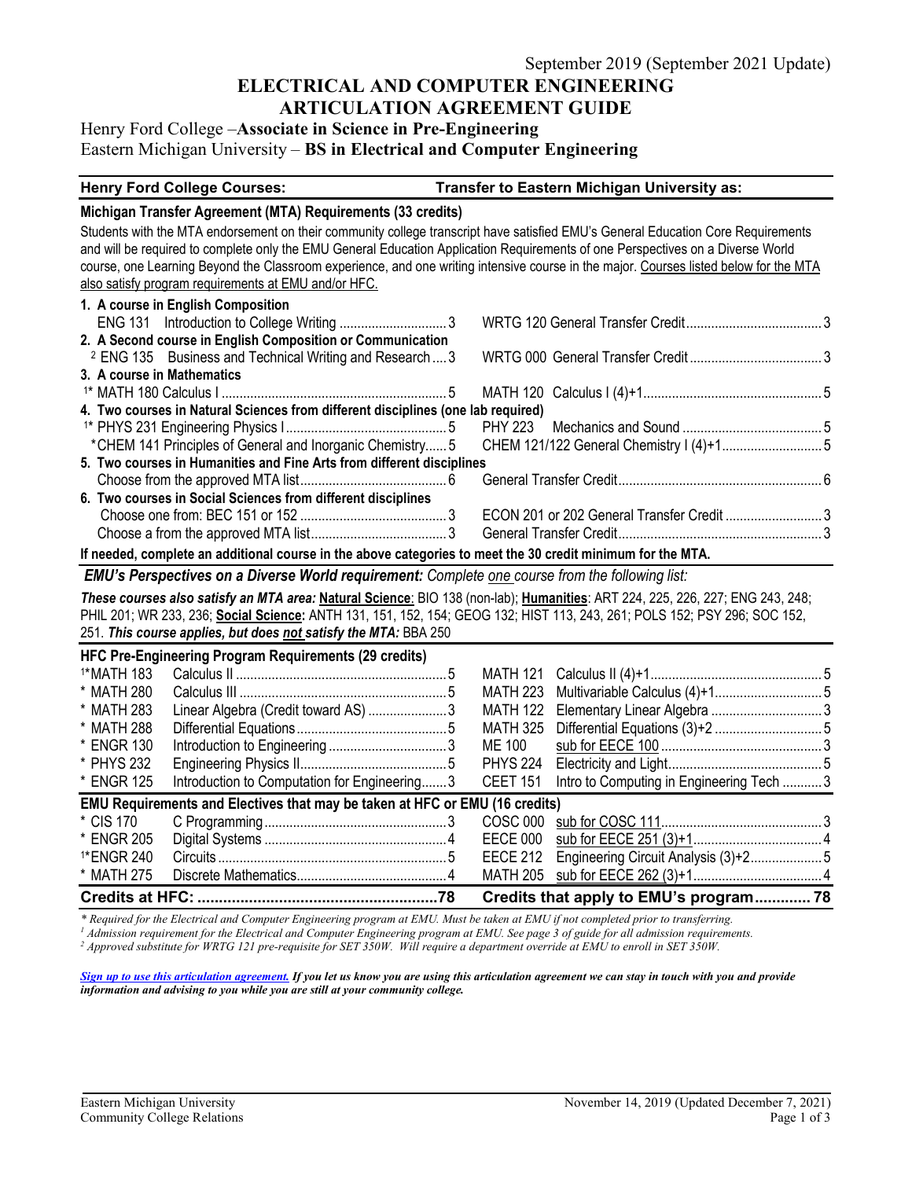September 2019 (September 2021 Update)

# ELECTRICAL AND COMPUTER ENGINEERING ARTICULATION AGREEMENT GUIDE

## Henry Ford College – **Associate in Science in Pre-Engineering**
## Eastern Michigan University – **BS in Electrical and Computer Engineering**

| Henry Ford College Courses: | | Transfer to Eastern Michigan University as: | |
|---|---|---|---|

**Michigan Transfer Agreement (MTA) Requirements (33 credits)**

Students with the MTA endorsement on their community college transcript have satisfied EMU's General Education Core Requirements and will be required to complete only the EMU General Education Application Requirements of one Perspectives on a Diverse World course, one Learning Beyond the Classroom experience, and one writing intensive course in the major. Courses listed below for the MTA also satisfy program requirements at EMU and/or HFC.

| Henry Ford College Courses | Credits | Transfer to Eastern Michigan University as | Credits |
|---|---|---|---|
| **1. A course in English Composition** | | | |
| ENG 131 Introduction to College Writing | 3 | WRTG 120 General Transfer Credit | 3 |
| **2. A Second course in English Composition or Communication** | | | |
| [2] ENG 135 Business and Technical Writing and Research | 3 | WRTG 000 General Transfer Credit | 3 |
| **3. A course in Mathematics** | | | |
| [1]* MATH 180 Calculus I | 5 | MATH 120 Calculus I (4)+1 | 5 |
| **4. Two courses in Natural Sciences from different disciplines (one lab required)** | | | |
| [1]* PHYS 231 Engineering Physics I | 5 | PHY 223 Mechanics and Sound | 5 |
| *CHEM 141 Principles of General and Inorganic Chemistry | 5 | CHEM 121/122 General Chemistry I (4)+1 | 5 |
| **5. Two courses in Humanities and Fine Arts from different disciplines** | | | |
| Choose from the approved MTA list | 6 | General Transfer Credit | 6 |
| **6. Two courses in Social Sciences from different disciplines** | | | |
| Choose one from: BEC 151 or 152 | 3 | ECON 201 or 202 General Transfer Credit | 3 |
| Choose a from the approved MTA list | 3 | General Transfer Credit | 3 |

**If needed, complete an additional course in the above categories to meet the 30 credit minimum for the MTA.**

***EMU's Perspectives on a Diverse World requirement:*** *Complete one course from the following list:*

***These courses also satisfy an MTA area:*** **Natural Science**: BIO 138 (non-lab); **Humanities**: ART 224, 225, 226, 227; ENG 243, 248; PHIL 201; WR 233, 236; **Social Science:** ANTH 131, 151, 152, 154; GEOG 132; HIST 113, 243, 261; POLS 152; PSY 296; SOC 152, 251. ***This course applies, but does not satisfy the MTA:*** BBA 250

**HFC Pre-Engineering Program Requirements (29 credits)**

| HFC Course | Title | Credits | EMU Course | Title | Credits |
|---|---|---|---|---|---|
| [1]*MATH 183 | Calculus II | 5 | MATH 121 | Calculus II (4)+1 | 5 |
| * MATH 280 | Calculus III | 5 | MATH 223 | Multivariable Calculus (4)+1 | 5 |
| * MATH 283 | Linear Algebra (Credit toward AS) | 3 | MATH 122 | Elementary Linear Algebra | 3 |
| * MATH 288 | Differential Equations | 5 | MATH 325 | Differential Equations (3)+2 | 5 |
| * ENGR 130 | Introduction to Engineering | 3 | ME 100 | sub for EECE 100 | 3 |
| * PHYS 232 | Engineering Physics II | 5 | PHYS 224 | Electricity and Light | 5 |
| * ENGR 125 | Introduction to Computation for Engineering | 3 | CEET 151 | Intro to Computing in Engineering Tech | 3 |

**EMU Requirements and Electives that may be taken at HFC or EMU (16 credits)**

| HFC Course | Title | Credits | EMU Course | Title | Credits |
|---|---|---|---|---|---|
| * CIS 170 | C Programming | 3 | COSC 000 | sub for COSC 111 | 3 |
| * ENGR 205 | Digital Systems | 4 | EECE 000 | sub for EECE 251 (3)+1 | 4 |
| [1]*ENGR 240 | Circuits | 5 | EECE 212 | Engineering Circuit Analysis (3)+2 | 5 |
| * MATH 275 | Discrete Mathematics | 4 | MATH 205 | sub for EECE 262 (3)+1 | 4 |
| **Credits at HFC:** | | **78** | **Credits that apply to EMU's program** | | **78** |

*\* Required for the Electrical and Computer Engineering program at EMU. Must be taken at EMU if not completed prior to transferring.*
*[1] Admission requirement for the Electrical and Computer Engineering program at EMU. See page 3 of guide for all admission requirements.*
*[2] Approved substitute for WRTG 121 pre-requisite for SET 350W. Will require a department override at EMU to enroll in SET 350W.*

***Sign up to use this articulation agreement.** If you let us know you are using this articulation agreement we can stay in touch with you and provide information and advising to you while you are still at your community college.*

Eastern Michigan University
Community College Relations

November 14, 2019 (Updated December 7, 2021)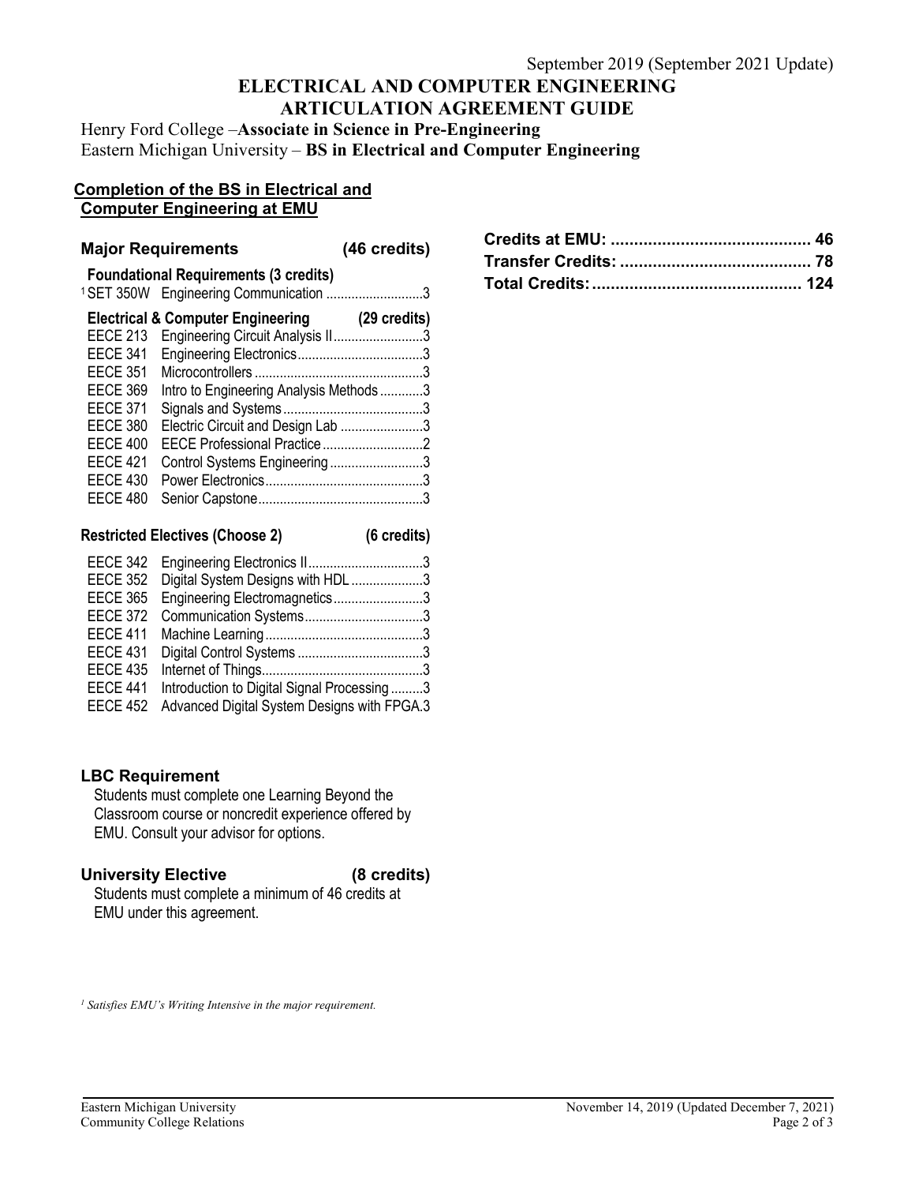September 2019 (September 2021 Update)

# ELECTRICAL AND COMPUTER ENGINEERING ARTICULATION AGREEMENT GUIDE

Henry Ford College –**Associate in Science in Pre-Engineering**
Eastern Michigan University – **BS in Electrical and Computer Engineering**

## Completion of the BS in Electrical and Computer Engineering at EMU

### Major Requirements (46 credits)

**Foundational Requirements (3 credits)**

| | | |
|---|---|---|
| [1] SET 350W | Engineering Communication | 3 |

**Electrical & Computer Engineering (29 credits)**

| | | |
|---|---|---|
| EECE 213 | Engineering Circuit Analysis II | 3 |
| EECE 341 | Engineering Electronics | 3 |
| EECE 351 | Microcontrollers | 3 |
| EECE 369 | Intro to Engineering Analysis Methods | 3 |
| EECE 371 | Signals and Systems | 3 |
| EECE 380 | Electric Circuit and Design Lab | 3 |
| EECE 400 | EECE Professional Practice | 2 |
| EECE 421 | Control Systems Engineering | 3 |
| EECE 430 | Power Electronics | 3 |
| EECE 480 | Senior Capstone | 3 |

**Restricted Electives (Choose 2) (6 credits)**

| | | |
|---|---|---|
| EECE 342 | Engineering Electronics II | 3 |
| EECE 352 | Digital System Designs with HDL | 3 |
| EECE 365 | Engineering Electromagnetics | 3 |
| EECE 372 | Communication Systems | 3 |
| EECE 411 | Machine Learning | 3 |
| EECE 431 | Digital Control Systems | 3 |
| EECE 435 | Internet of Things | 3 |
| EECE 441 | Introduction to Digital Signal Processing | 3 |
| EECE 452 | Advanced Digital System Designs with FPGA | 3 |

### LBC Requirement

Students must complete one Learning Beyond the Classroom course or noncredit experience offered by EMU. Consult your advisor for options.

### University Elective (8 credits)

Students must complete a minimum of 46 credits at EMU under this agreement.

| | |
|---|---|
| **Credits at EMU:** | **46** |
| **Transfer Credits:** | **78** |
| **Total Credits:** | **124** |

*[1] Satisfies EMU's Writing Intensive in the major requirement.*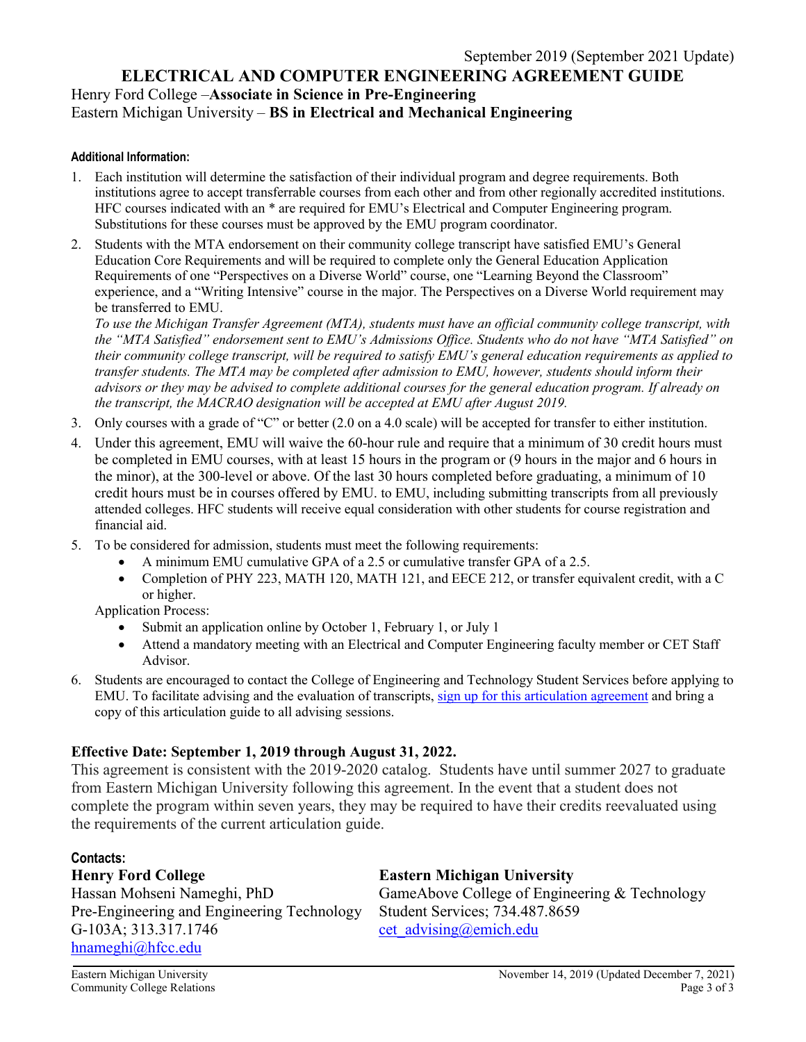September 2019 (September 2021 Update)

# ELECTRICAL AND COMPUTER ENGINEERING AGREEMENT GUIDE

Henry Ford College –**Associate in Science in Pre-Engineering**
Eastern Michigan University – **BS in Electrical and Mechanical Engineering**

**Additional Information:**

1. Each institution will determine the satisfaction of their individual program and degree requirements. Both institutions agree to accept transferrable courses from each other and from other regionally accredited institutions. HFC courses indicated with an * are required for EMU's Electrical and Computer Engineering program. Substitutions for these courses must be approved by the EMU program coordinator.
2. Students with the MTA endorsement on their community college transcript have satisfied EMU's General Education Core Requirements and will be required to complete only the General Education Application Requirements of one "Perspectives on a Diverse World" course, one "Learning Beyond the Classroom" experience, and a "Writing Intensive" course in the major. The Perspectives on a Diverse World requirement may be transferred to EMU.
   *To use the Michigan Transfer Agreement (MTA), students must have an official community college transcript, with the "MTA Satisfied" endorsement sent to EMU's Admissions Office. Students who do not have "MTA Satisfied" on their community college transcript, will be required to satisfy EMU's general education requirements as applied to transfer students. The MTA may be completed after admission to EMU, however, students should inform their advisors or they may be advised to complete additional courses for the general education program. If already on the transcript, the MACRAO designation will be accepted at EMU after August 2019.*
3. Only courses with a grade of "C" or better (2.0 on a 4.0 scale) will be accepted for transfer to either institution.
4. Under this agreement, EMU will waive the 60-hour rule and require that a minimum of 30 credit hours must be completed in EMU courses, with at least 15 hours in the program or (9 hours in the major and 6 hours in the minor), at the 300-level or above. Of the last 30 hours completed before graduating, a minimum of 10 credit hours must be in courses offered by EMU. to EMU, including submitting transcripts from all previously attended colleges. HFC students will receive equal consideration with other students for course registration and financial aid.
5. To be considered for admission, students must meet the following requirements:
   - A minimum EMU cumulative GPA of a 2.5 or cumulative transfer GPA of a 2.5.
   - Completion of PHY 223, MATH 120, MATH 121, and EECE 212, or transfer equivalent credit, with a C or higher.

   Application Process:
   - Submit an application online by October 1, February 1, or July 1
   - Attend a mandatory meeting with an Electrical and Computer Engineering faculty member or CET Staff Advisor.
6. Students are encouraged to contact the College of Engineering and Technology Student Services before applying to EMU. To facilitate advising and the evaluation of transcripts, sign up for this articulation agreement and bring a copy of this articulation guide to all advising sessions.

## Effective Date: September 1, 2019 through August 31, 2022.

This agreement is consistent with the 2019-2020 catalog. Students have until summer 2027 to graduate from Eastern Michigan University following this agreement. In the event that a student does not complete the program within seven years, they may be required to have their credits reevaluated using the requirements of the current articulation guide.

**Contacts:**

**Henry Ford College**
Hassan Mohseni Nameghi, PhD
Pre-Engineering and Engineering Technology
G-103A; 313.317.1746
hnameghi@hfcc.edu

**Eastern Michigan University**
GameAbove College of Engineering & Technology
Student Services; 734.487.8659
cet_advising@emich.edu

Eastern Michigan University
Community College Relations

November 14, 2019 (Updated December 7, 2021)